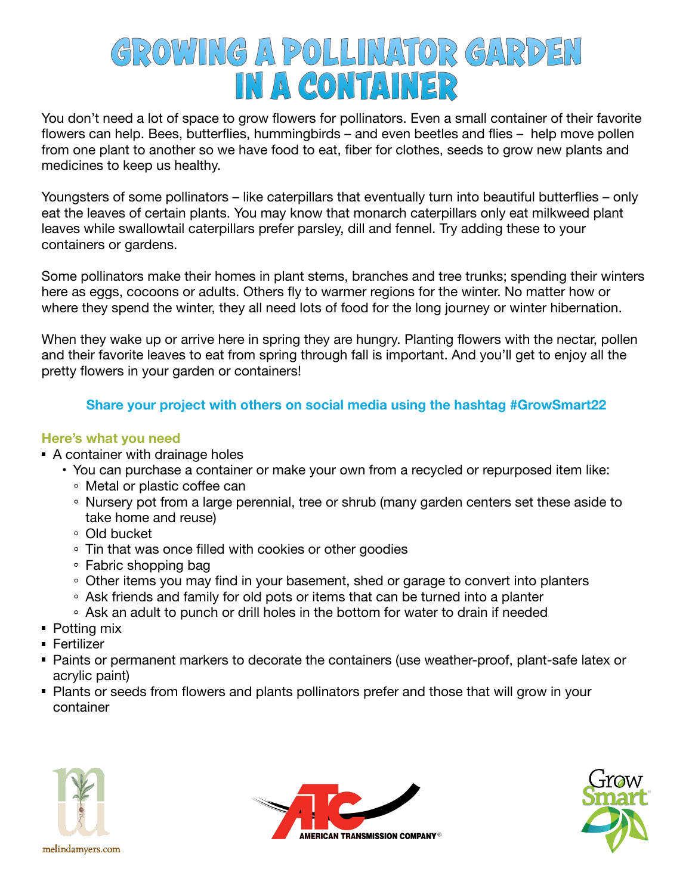# Growing a Pollinator Garden in a Container

You don't need a lot of space to grow flowers for pollinators. Even a small container of their favorite flowers can help. Bees, butterflies, hummingbirds – and even beetles and flies – help move pollen from one plant to another so we have food to eat, fiber for clothes, seeds to grow new plants and medicines to keep us healthy.

Youngsters of some pollinators – like caterpillars that eventually turn into beautiful butterflies – only eat the leaves of certain plants. You may know that monarch caterpillars only eat milkweed plant leaves while swallowtail caterpillars prefer parsley, dill and fennel. Try adding these to your containers or gardens.

Some pollinators make their homes in plant stems, branches and tree trunks; spending their winters here as eggs, cocoons or adults. Others fly to warmer regions for the winter. No matter how or where they spend the winter, they all need lots of food for the long journey or winter hibernation.

When they wake up or arrive here in spring they are hungry. Planting flowers with the nectar, pollen and their favorite leaves to eat from spring through fall is important. And you'll get to enjoy all the pretty flowers in your garden or containers!

**Share your project with others on social media using the hashtag #GrowSmart22**

### Here's what you need

- A container with drainage holes
  - You can purchase a container or make your own from a recycled or repurposed item like:
    - Metal or plastic coffee can
    - Nursery pot from a large perennial, tree or shrub (many garden centers set these aside to take home and reuse)
    - Old bucket
    - Tin that was once filled with cookies or other goodies
    - Fabric shopping bag
    - Other items you may find in your basement, shed or garage to convert into planters
    - Ask friends and family for old pots or items that can be turned into a planter
    - Ask an adult to punch or drill holes in the bottom for water to drain if needed
- Potting mix
- Fertilizer
- Paints or permanent markers to decorate the containers (use weather-proof, plant-safe latex or acrylic paint)
- Plants or seeds from flowers and plants pollinators prefer and those that will grow in your container

melindamyers.com

American Transmission Company®

Grow Smart®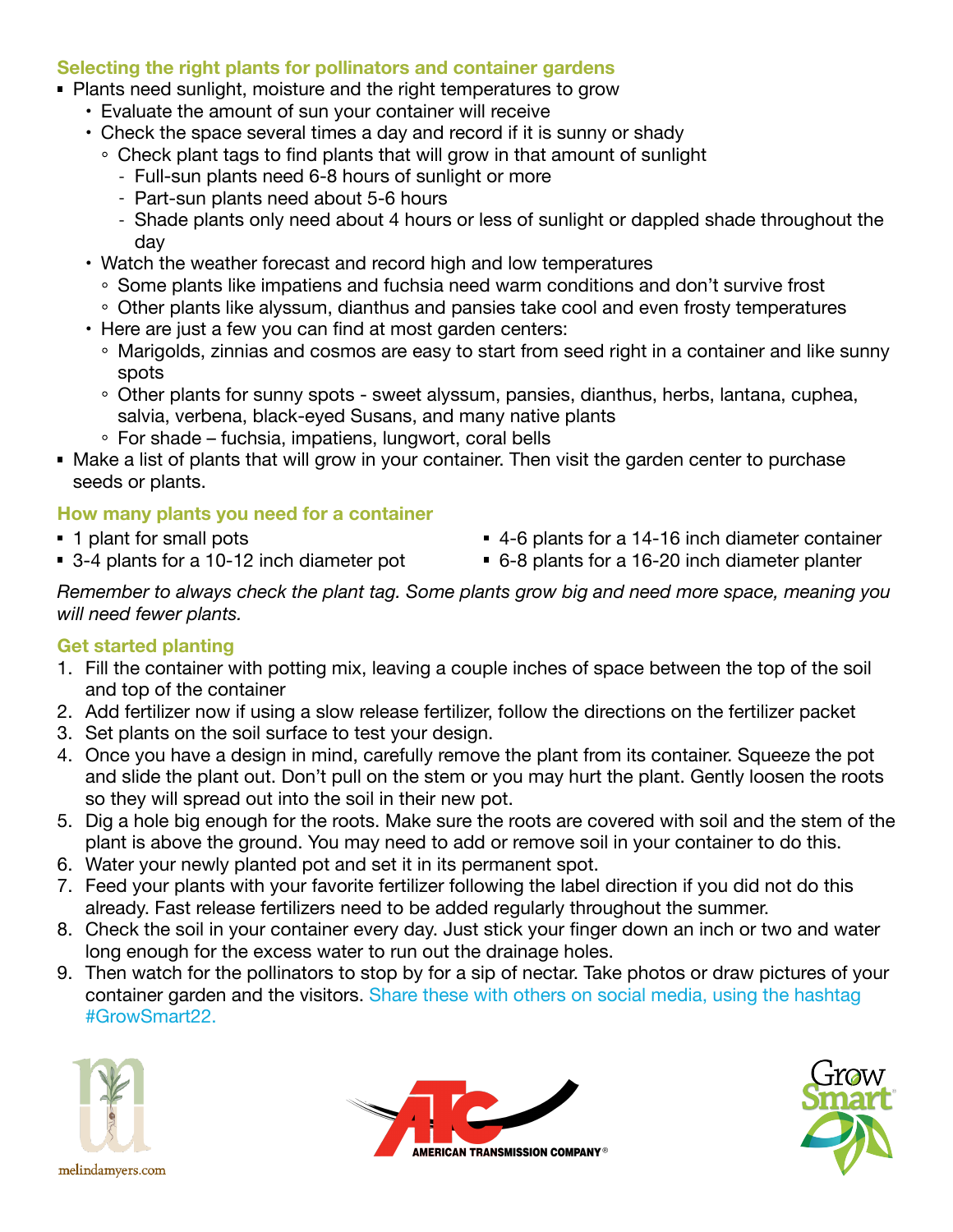### Selecting the right plants for pollinators and container gardens

- Plants need sunlight, moisture and the right temperatures to grow
  - Evaluate the amount of sun your container will receive
  - Check the space several times a day and record if it is sunny or shady
    - Check plant tags to find plants that will grow in that amount of sunlight
      - Full-sun plants need 6-8 hours of sunlight or more
      - Part-sun plants need about 5-6 hours
      - Shade plants only need about 4 hours or less of sunlight or dappled shade throughout the day
  - Watch the weather forecast and record high and low temperatures
    - Some plants like impatiens and fuchsia need warm conditions and don't survive frost
    - Other plants like alyssum, dianthus and pansies take cool and even frosty temperatures
  - Here are just a few you can find at most garden centers:
    - Marigolds, zinnias and cosmos are easy to start from seed right in a container and like sunny spots
    - Other plants for sunny spots - sweet alyssum, pansies, dianthus, herbs, lantana, cuphea, salvia, verbena, black-eyed Susans, and many native plants
    - For shade – fuchsia, impatiens, lungwort, coral bells
- Make a list of plants that will grow in your container. Then visit the garden center to purchase seeds or plants.

### How many plants you need for a container

- 1 plant for small pots
- 3-4 plants for a 10-12 inch diameter pot
- 4-6 plants for a 14-16 inch diameter container
- 6-8 plants for a 16-20 inch diameter planter

*Remember to always check the plant tag. Some plants grow big and need more space, meaning you will need fewer plants.*

### Get started planting

1. Fill the container with potting mix, leaving a couple inches of space between the top of the soil and top of the container
2. Add fertilizer now if using a slow release fertilizer, follow the directions on the fertilizer packet
3. Set plants on the soil surface to test your design.
4. Once you have a design in mind, carefully remove the plant from its container. Squeeze the pot and slide the plant out. Don't pull on the stem or you may hurt the plant. Gently loosen the roots so they will spread out into the soil in their new pot.
5. Dig a hole big enough for the roots. Make sure the roots are covered with soil and the stem of the plant is above the ground. You may need to add or remove soil in your container to do this.
6. Water your newly planted pot and set it in its permanent spot.
7. Feed your plants with your favorite fertilizer following the label direction if you did not do this already. Fast release fertilizers need to be added regularly throughout the summer.
8. Check the soil in your container every day. Just stick your finger down an inch or two and water long enough for the excess water to run out the drainage holes.
9. Then watch for the pollinators to stop by for a sip of nectar. Take photos or draw pictures of your container garden and the visitors. Share these with others on social media, using the hashtag #GrowSmart22.

melindamyers.com

AMERICAN TRANSMISSION COMPANY®

Grow Smart®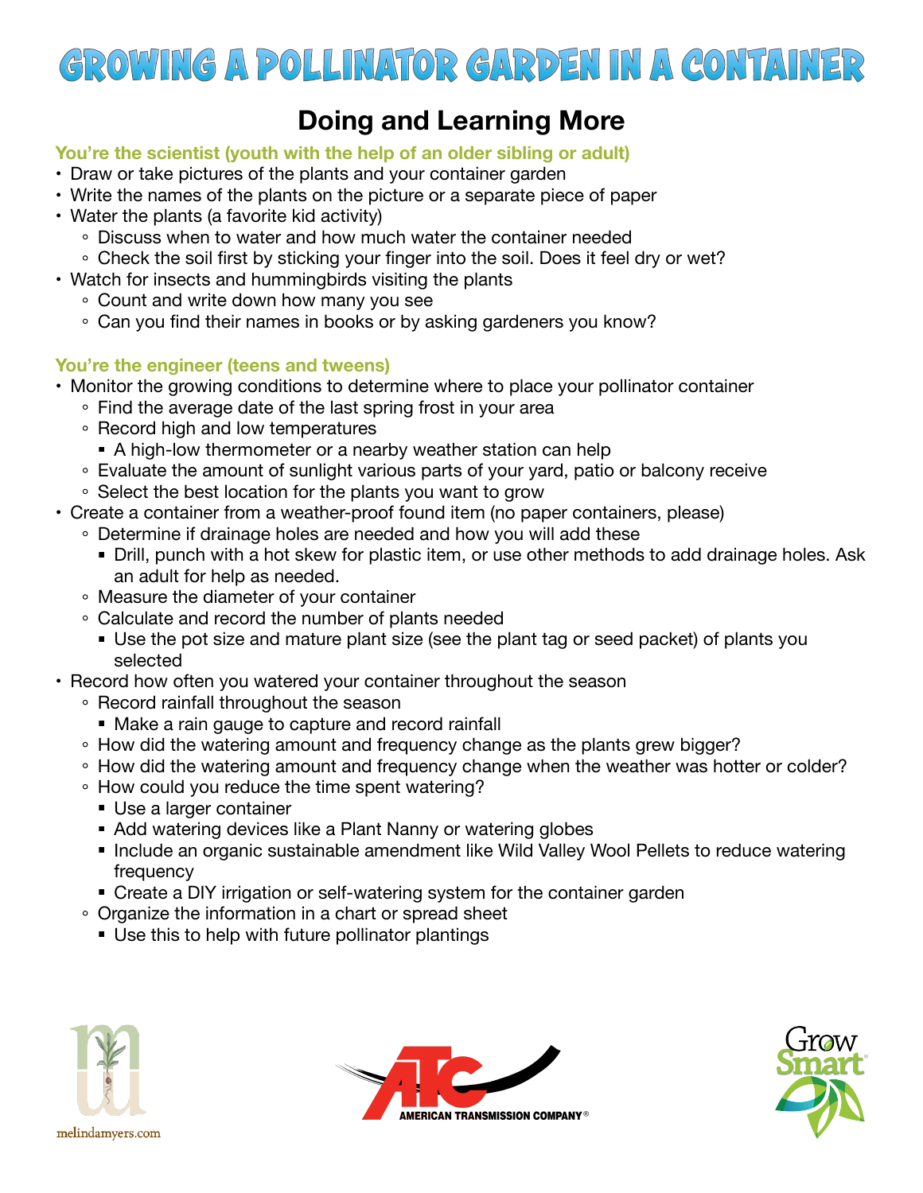# Growing a Pollinator Garden in a Container

## Doing and Learning More

### You're the scientist (youth with the help of an older sibling or adult)

- Draw or take pictures of the plants and your container garden
- Write the names of the plants on the picture or a separate piece of paper
- Water the plants (a favorite kid activity)
  - Discuss when to water and how much water the container needed
  - Check the soil first by sticking your finger into the soil. Does it feel dry or wet?
- Watch for insects and hummingbirds visiting the plants
  - Count and write down how many you see
  - Can you find their names in books or by asking gardeners you know?

### You're the engineer (teens and tweens)

- Monitor the growing conditions to determine where to place your pollinator container
  - Find the average date of the last spring frost in your area
  - Record high and low temperatures
    - A high-low thermometer or a nearby weather station can help
  - Evaluate the amount of sunlight various parts of your yard, patio or balcony receive
  - Select the best location for the plants you want to grow
- Create a container from a weather-proof found item (no paper containers, please)
  - Determine if drainage holes are needed and how you will add these
    - Drill, punch with a hot skew for plastic item, or use other methods to add drainage holes. Ask an adult for help as needed.
  - Measure the diameter of your container
  - Calculate and record the number of plants needed
    - Use the pot size and mature plant size (see the plant tag or seed packet) of plants you selected
- Record how often you watered your container throughout the season
  - Record rainfall throughout the season
    - Make a rain gauge to capture and record rainfall
  - How did the watering amount and frequency change as the plants grew bigger?
  - How did the watering amount and frequency change when the weather was hotter or colder?
  - How could you reduce the time spent watering?
    - Use a larger container
    - Add watering devices like a Plant Nanny or watering globes
    - Include an organic sustainable amendment like Wild Valley Wool Pellets to reduce watering frequency
    - Create a DIY irrigation or self-watering system for the container garden
  - Organize the information in a chart or spread sheet
    - Use this to help with future pollinator plantings

melindamyers.com

ATC AMERICAN TRANSMISSION COMPANY®

Grow Smart®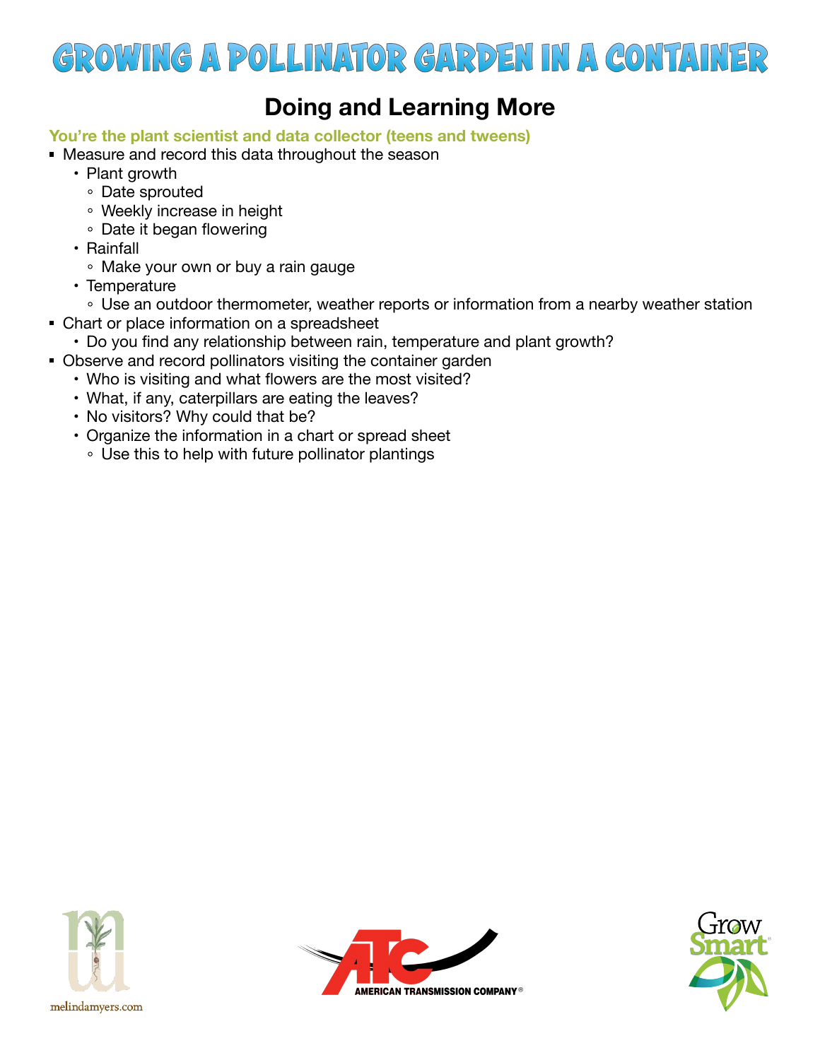# Growing a Pollinator Garden in a Container

## Doing and Learning More

### You're the plant scientist and data collector (teens and tweens)

- Measure and record this data throughout the season
  - Plant growth
    - Date sprouted
    - Weekly increase in height
    - Date it began flowering
  - Rainfall
    - Make your own or buy a rain gauge
  - Temperature
    - Use an outdoor thermometer, weather reports or information from a nearby weather station
- Chart or place information on a spreadsheet
  - Do you find any relationship between rain, temperature and plant growth?
- Observe and record pollinators visiting the container garden
  - Who is visiting and what flowers are the most visited?
  - What, if any, caterpillars are eating the leaves?
  - No visitors? Why could that be?
  - Organize the information in a chart or spread sheet
    - Use this to help with future pollinator plantings

melindamyers.com

AMERICAN TRANSMISSION COMPANY®

Grow Smart®